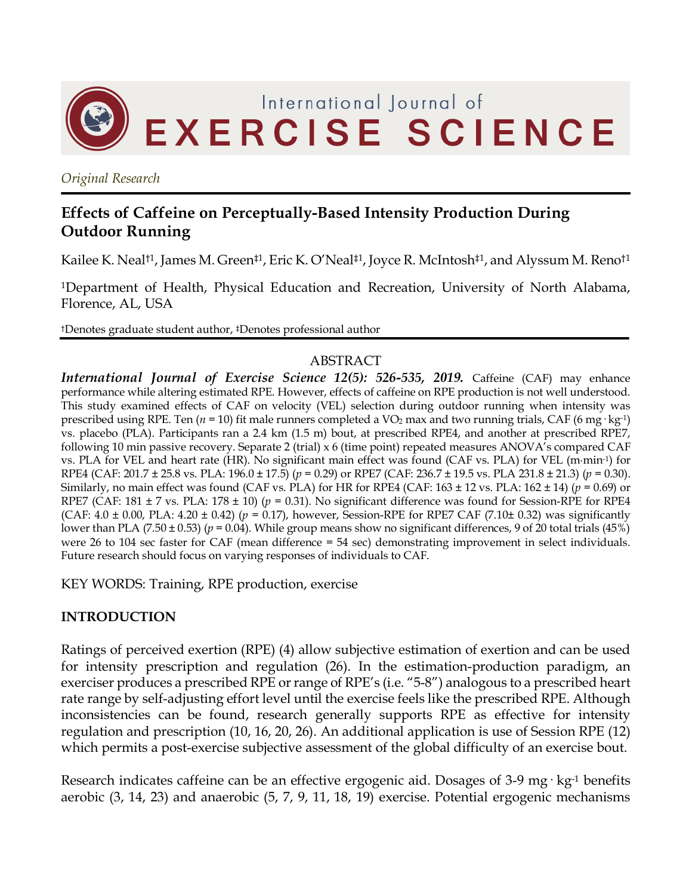International Journal of EXERCISE SCIENCE

*Original Research*

# Effects of Caffeine on Perceptually-Based Intensity Production During Outdoor Running

Kailee K. Neal[†1], James M. Green[‡1], Eric K. O'Neal[‡1], Joyce R. McIntosh[‡1], and Alyssum M. Reno[†1]

[1]Department of Health, Physical Education and Recreation, University of North Alabama, Florence, AL, USA

[†]Denotes graduate student author, [‡]Denotes professional author

## ABSTRACT

***International Journal of Exercise Science 12(5): 526-535, 2019.*** Caffeine (CAF) may enhance performance while altering estimated RPE. However, effects of caffeine on RPE production is not well understood. This study examined effects of CAF on velocity (VEL) selection during outdoor running when intensity was prescribed using RPE. Ten ($n$ = 10) fit male runners completed a $VO_2$ max and two running trials, CAF (6 $mg \cdot kg^{-1}$) vs. placebo (PLA). Participants ran a 2.4 km (1.5 m) bout, at prescribed RPE4, and another at prescribed RPE7, following 10 min passive recovery. Separate 2 (trial) x 6 (time point) repeated measures ANOVA's compared CAF vs. PLA for VEL and heart rate (HR). No significant main effect was found (CAF vs. PLA) for VEL ($m \cdot min^{-1}$) for RPE4 (CAF: 201.7 ± 25.8 vs. PLA: 196.0 ± 17.5) ($p$ = 0.29) or RPE7 (CAF: 236.7 ± 19.5 vs. PLA 231.8 ± 21.3) ($p$ = 0.30). Similarly, no main effect was found (CAF vs. PLA) for HR for RPE4 (CAF: 163 ± 12 vs. PLA: 162 ± 14) ($p$ = 0.69) or RPE7 (CAF: 181 ± 7 vs. PLA: 178 ± 10) ($p$ = 0.31). No significant difference was found for Session-RPE for RPE4 (CAF: 4.0 ± 0.00, PLA: 4.20 ± 0.42) ($p$ = 0.17), however, Session-RPE for RPE7 CAF (7.10± 0.32) was significantly lower than PLA (7.50 ± 0.53) ($p$ = 0.04). While group means show no significant differences, 9 of 20 total trials (45%) were 26 to 104 sec faster for CAF (mean difference = 54 sec) demonstrating improvement in select individuals. Future research should focus on varying responses of individuals to CAF.

KEY WORDS: Training, RPE production, exercise

## INTRODUCTION

Ratings of perceived exertion (RPE) (4) allow subjective estimation of exertion and can be used for intensity prescription and regulation (26). In the estimation-production paradigm, an exerciser produces a prescribed RPE or range of RPE's (i.e. "5-8") analogous to a prescribed heart rate range by self-adjusting effort level until the exercise feels like the prescribed RPE. Although inconsistencies can be found, research generally supports RPE as effective for intensity regulation and prescription (10, 16, 20, 26). An additional application is use of Session RPE (12) which permits a post-exercise subjective assessment of the global difficulty of an exercise bout.

Research indicates caffeine can be an effective ergogenic aid. Dosages of 3-9 $mg \cdot kg^{-1}$ benefits aerobic (3, 14, 23) and anaerobic (5, 7, 9, 11, 18, 19) exercise. Potential ergogenic mechanisms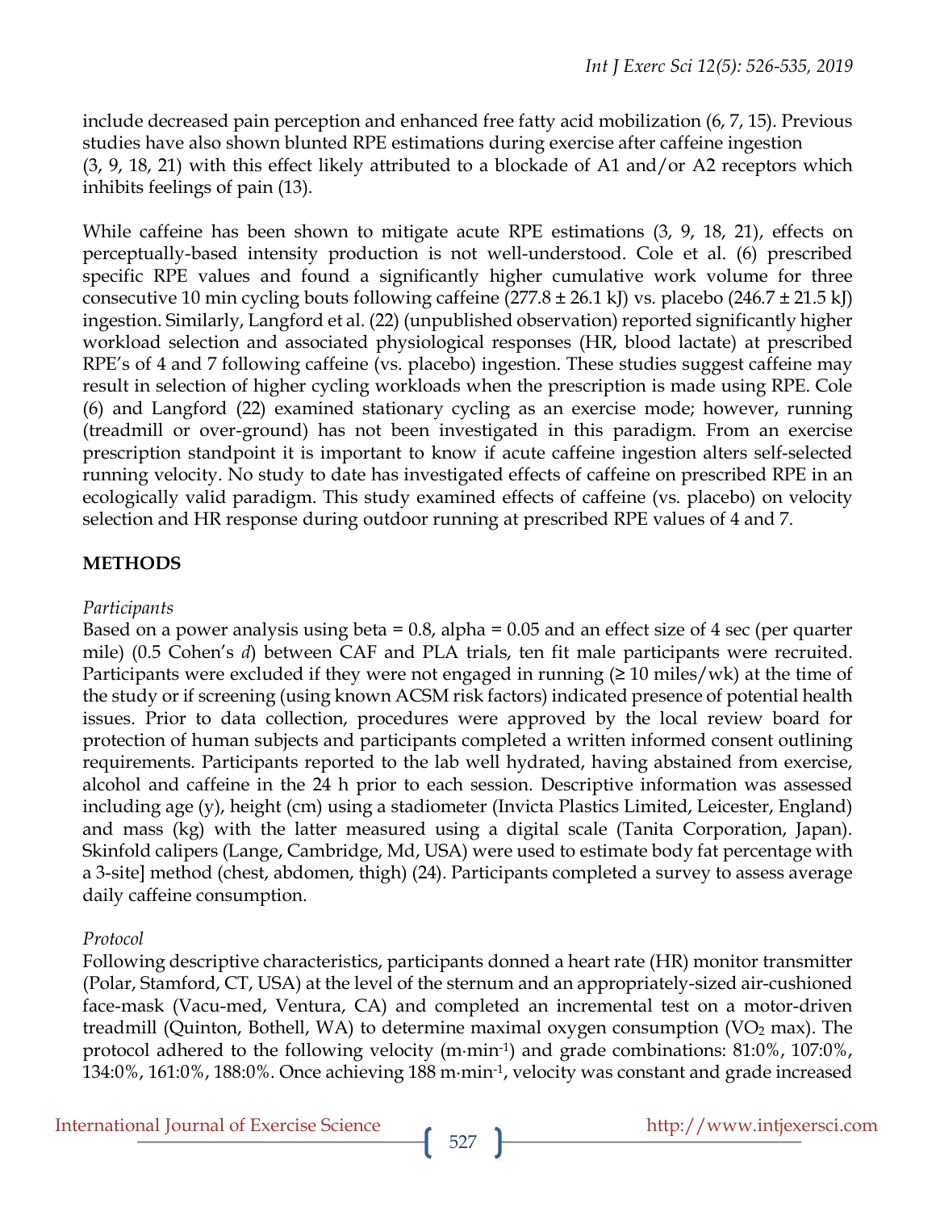include decreased pain perception and enhanced free fatty acid mobilization (6, 7, 15). Previous studies have also shown blunted RPE estimations during exercise after caffeine ingestion (3, 9, 18, 21) with this effect likely attributed to a blockade of A1 and/or A2 receptors which inhibits feelings of pain (13).

While caffeine has been shown to mitigate acute RPE estimations (3, 9, 18, 21), effects on perceptually-based intensity production is not well-understood. Cole et al. (6) prescribed specific RPE values and found a significantly higher cumulative work volume for three consecutive 10 min cycling bouts following caffeine (277.8 ± 26.1 kJ) vs. placebo (246.7 ± 21.5 kJ) ingestion. Similarly, Langford et al. (22) (unpublished observation) reported significantly higher workload selection and associated physiological responses (HR, blood lactate) at prescribed RPE's of 4 and 7 following caffeine (vs. placebo) ingestion. These studies suggest caffeine may result in selection of higher cycling workloads when the prescription is made using RPE. Cole (6) and Langford (22) examined stationary cycling as an exercise mode; however, running (treadmill or over-ground) has not been investigated in this paradigm. From an exercise prescription standpoint it is important to know if acute caffeine ingestion alters self-selected running velocity. No study to date has investigated effects of caffeine on prescribed RPE in an ecologically valid paradigm. This study examined effects of caffeine (vs. placebo) on velocity selection and HR response during outdoor running at prescribed RPE values of 4 and 7.

## METHODS

*Participants*

Based on a power analysis using beta = 0.8, alpha = 0.05 and an effect size of 4 sec (per quarter mile) (0.5 Cohen's *d*) between CAF and PLA trials, ten fit male participants were recruited. Participants were excluded if they were not engaged in running (≥ 10 miles/wk) at the time of the study or if screening (using known ACSM risk factors) indicated presence of potential health issues. Prior to data collection, procedures were approved by the local review board for protection of human subjects and participants completed a written informed consent outlining requirements. Participants reported to the lab well hydrated, having abstained from exercise, alcohol and caffeine in the 24 h prior to each session. Descriptive information was assessed including age (y), height (cm) using a stadiometer (Invicta Plastics Limited, Leicester, England) and mass (kg) with the latter measured using a digital scale (Tanita Corporation, Japan). Skinfold calipers (Lange, Cambridge, Md, USA) were used to estimate body fat percentage with a 3-site] method (chest, abdomen, thigh) (24). Participants completed a survey to assess average daily caffeine consumption.

*Protocol*

Following descriptive characteristics, participants donned a heart rate (HR) monitor transmitter (Polar, Stamford, CT, USA) at the level of the sternum and an appropriately-sized air-cushioned face-mask (Vacu-med, Ventura, CA) and completed an incremental test on a motor-driven treadmill (Quinton, Bothell, WA) to determine maximal oxygen consumption ($VO_2$ max). The protocol adhered to the following velocity ($m \cdot min^{-1}$) and grade combinations: 81:0%, 107:0%, 134:0%, 161:0%, 188:0%. Once achieving 188 $m \cdot min^{-1}$, velocity was constant and grade increased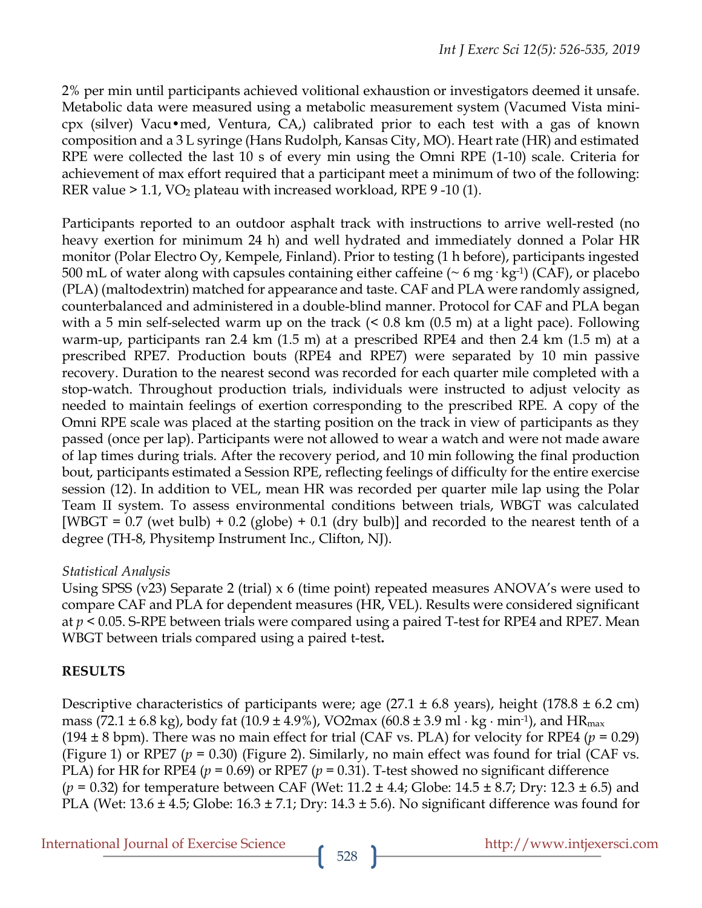2% per min until participants achieved volitional exhaustion or investigators deemed it unsafe. Metabolic data were measured using a metabolic measurement system (Vacumed Vista mini-cpx (silver) Vacu•med, Ventura, CA,) calibrated prior to each test with a gas of known composition and a 3 L syringe (Hans Rudolph, Kansas City, MO). Heart rate (HR) and estimated RPE were collected the last 10 s of every min using the Omni RPE (1-10) scale. Criteria for achievement of max effort required that a participant meet a minimum of two of the following: RER value > 1.1, $VO_2$ plateau with increased workload, RPE 9 -10 (1).

Participants reported to an outdoor asphalt track with instructions to arrive well-rested (no heavy exertion for minimum 24 h) and well hydrated and immediately donned a Polar HR monitor (Polar Electro Oy, Kempele, Finland). Prior to testing (1 h before), participants ingested 500 mL of water along with capsules containing either caffeine (~ 6 $mg \cdot kg^{-1}$) (CAF), or placebo (PLA) (maltodextrin) matched for appearance and taste. CAF and PLA were randomly assigned, counterbalanced and administered in a double-blind manner. Protocol for CAF and PLA began with a 5 min self-selected warm up on the track (< 0.8 km (0.5 m) at a light pace). Following warm-up, participants ran 2.4 km (1.5 m) at a prescribed RPE4 and then 2.4 km (1.5 m) at a prescribed RPE7. Production bouts (RPE4 and RPE7) were separated by 10 min passive recovery. Duration to the nearest second was recorded for each quarter mile completed with a stop-watch. Throughout production trials, individuals were instructed to adjust velocity as needed to maintain feelings of exertion corresponding to the prescribed RPE. A copy of the Omni RPE scale was placed at the starting position on the track in view of participants as they passed (once per lap). Participants were not allowed to wear a watch and were not made aware of lap times during trials. After the recovery period, and 10 min following the final production bout, participants estimated a Session RPE, reflecting feelings of difficulty for the entire exercise session (12). In addition to VEL, mean HR was recorded per quarter mile lap using the Polar Team II system. To assess environmental conditions between trials, WBGT was calculated [WBGT = 0.7 (wet bulb) + 0.2 (globe) + 0.1 (dry bulb)] and recorded to the nearest tenth of a degree (TH-8, Physitemp Instrument Inc., Clifton, NJ).

*Statistical Analysis*

Using SPSS (v23) Separate 2 (trial) x 6 (time point) repeated measures ANOVA's were used to compare CAF and PLA for dependent measures (HR, VEL). Results were considered significant at $p < 0.05$. S-RPE between trials were compared using a paired T-test for RPE4 and RPE7. Mean WBGT between trials compared using a paired t-test**.**

## RESULTS

Descriptive characteristics of participants were; age (27.1 ± 6.8 years), height (178.8 ± 6.2 cm) mass (72.1 ± 6.8 kg), body fat (10.9 ± 4.9%), VO2max (60.8 ± 3.9 $ml \cdot kg \cdot min^{-1}$), and $HR_{max}$ (194 ± 8 bpm). There was no main effect for trial (CAF vs. PLA) for velocity for RPE4 ($p = 0.29$) (Figure 1) or RPE7 ($p = 0.30$) (Figure 2). Similarly, no main effect was found for trial (CAF vs. PLA) for HR for RPE4 ($p = 0.69$) or RPE7 ($p = 0.31$). T-test showed no significant difference ($p = 0.32$) for temperature between CAF (Wet: 11.2 ± 4.4; Globe: 14.5 ± 8.7; Dry: 12.3 ± 6.5) and PLA (Wet: 13.6 ± 4.5; Globe: 16.3 ± 7.1; Dry: 14.3 ± 5.6). No significant difference was found for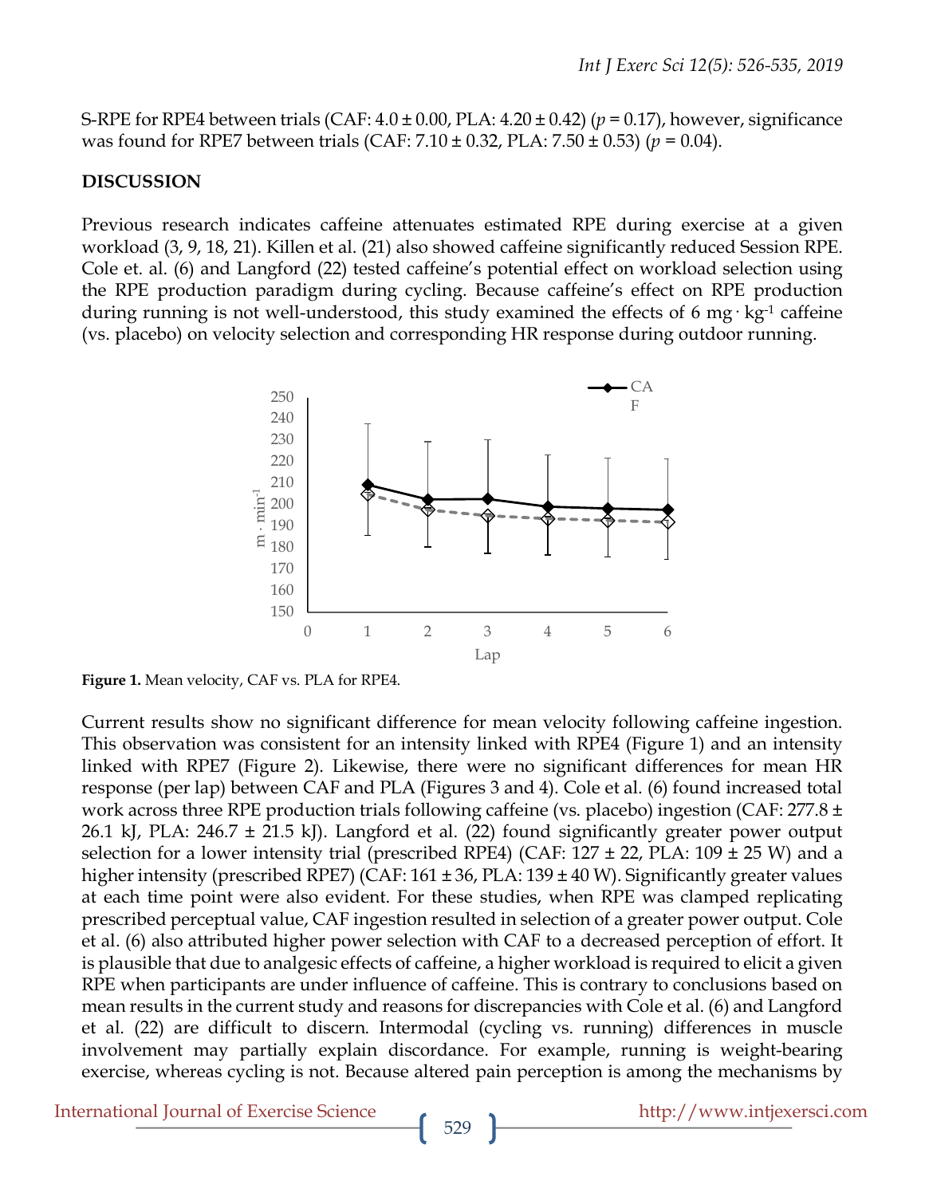S-RPE for RPE4 between trials (CAF: 4.0 ± 0.00, PLA: 4.20 ± 0.42) ($p$ = 0.17), however, significance was found for RPE7 between trials (CAF: 7.10 ± 0.32, PLA: 7.50 ± 0.53) ($p$ = 0.04).

## DISCUSSION

Previous research indicates caffeine attenuates estimated RPE during exercise at a given workload (3, 9, 18, 21). Killen et al. (21) also showed caffeine significantly reduced Session RPE. Cole et. al. (6) and Langford (22) tested caffeine's potential effect on workload selection using the RPE production paradigm during cycling. Because caffeine's effect on RPE production during running is not well-understood, this study examined the effects of 6 mg · kg$^{-1}$ caffeine (vs. placebo) on velocity selection and corresponding HR response during outdoor running.

**Figure 1.** Mean velocity, CAF vs. PLA for RPE4.

Current results show no significant difference for mean velocity following caffeine ingestion. This observation was consistent for an intensity linked with RPE4 (Figure 1) and an intensity linked with RPE7 (Figure 2). Likewise, there were no significant differences for mean HR response (per lap) between CAF and PLA (Figures 3 and 4). Cole et al. (6) found increased total work across three RPE production trials following caffeine (vs. placebo) ingestion (CAF: 277.8 ± 26.1 kJ, PLA: 246.7 ± 21.5 kJ). Langford et al. (22) found significantly greater power output selection for a lower intensity trial (prescribed RPE4) (CAF: 127 ± 22, PLA: 109 ± 25 W) and a higher intensity (prescribed RPE7) (CAF: 161 ± 36, PLA: 139 ± 40 W). Significantly greater values at each time point were also evident. For these studies, when RPE was clamped replicating prescribed perceptual value, CAF ingestion resulted in selection of a greater power output. Cole et al. (6) also attributed higher power selection with CAF to a decreased perception of effort. It is plausible that due to analgesic effects of caffeine, a higher workload is required to elicit a given RPE when participants are under influence of caffeine. This is contrary to conclusions based on mean results in the current study and reasons for discrepancies with Cole et al. (6) and Langford et al. (22) are difficult to discern. Intermodal (cycling vs. running) differences in muscle involvement may partially explain discordance. For example, running is weight-bearing exercise, whereas cycling is not. Because altered pain perception is among the mechanisms by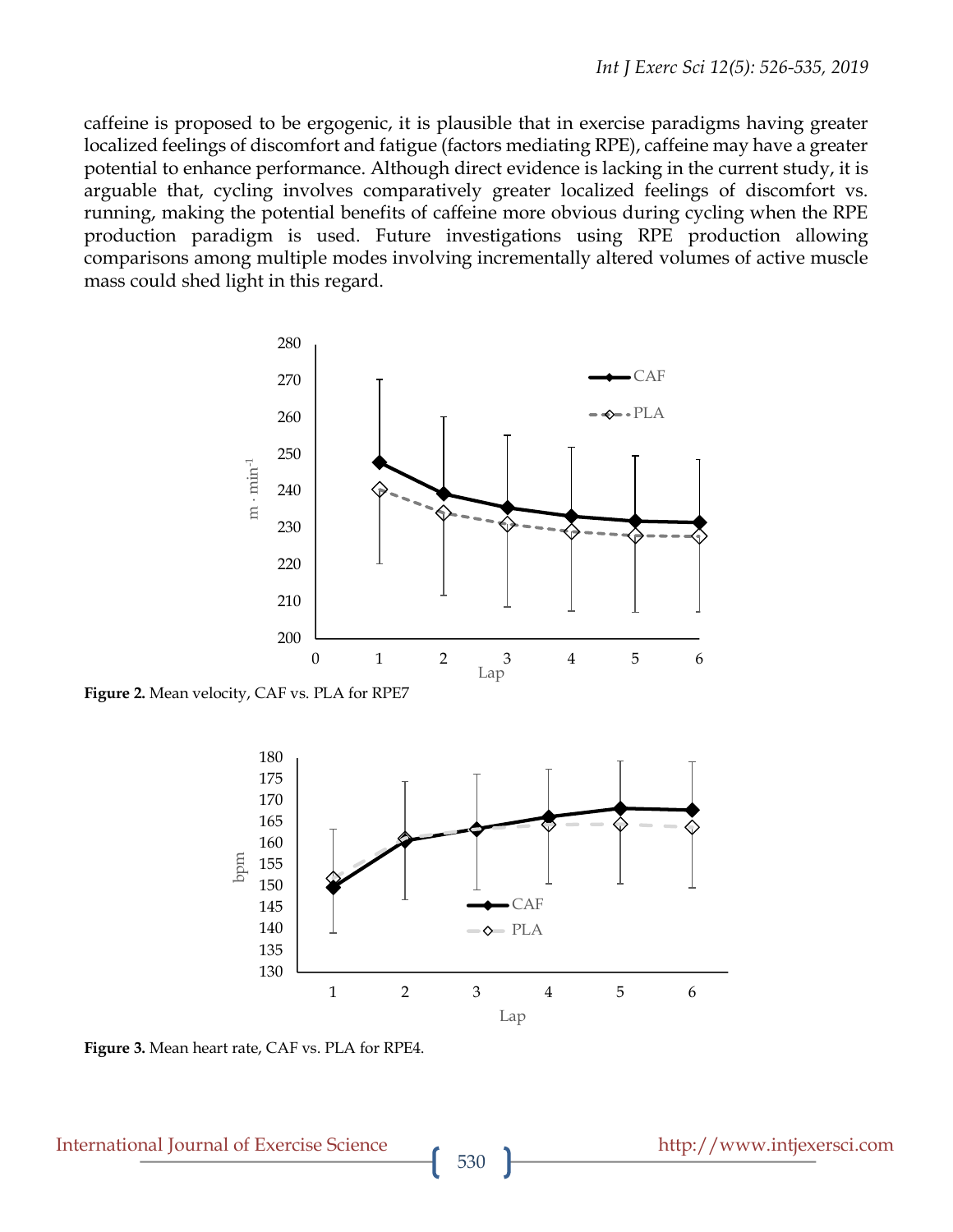caffeine is proposed to be ergogenic, it is plausible that in exercise paradigms having greater localized feelings of discomfort and fatigue (factors mediating RPE), caffeine may have a greater potential to enhance performance. Although direct evidence is lacking in the current study, it is arguable that, cycling involves comparatively greater localized feelings of discomfort vs. running, making the potential benefits of caffeine more obvious during cycling when the RPE production paradigm is used. Future investigations using RPE production allowing comparisons among multiple modes involving incrementally altered volumes of active muscle mass could shed light in this regard.

**Figure 2.** Mean velocity, CAF vs. PLA for RPE7

**Figure 3.** Mean heart rate, CAF vs. PLA for RPE4.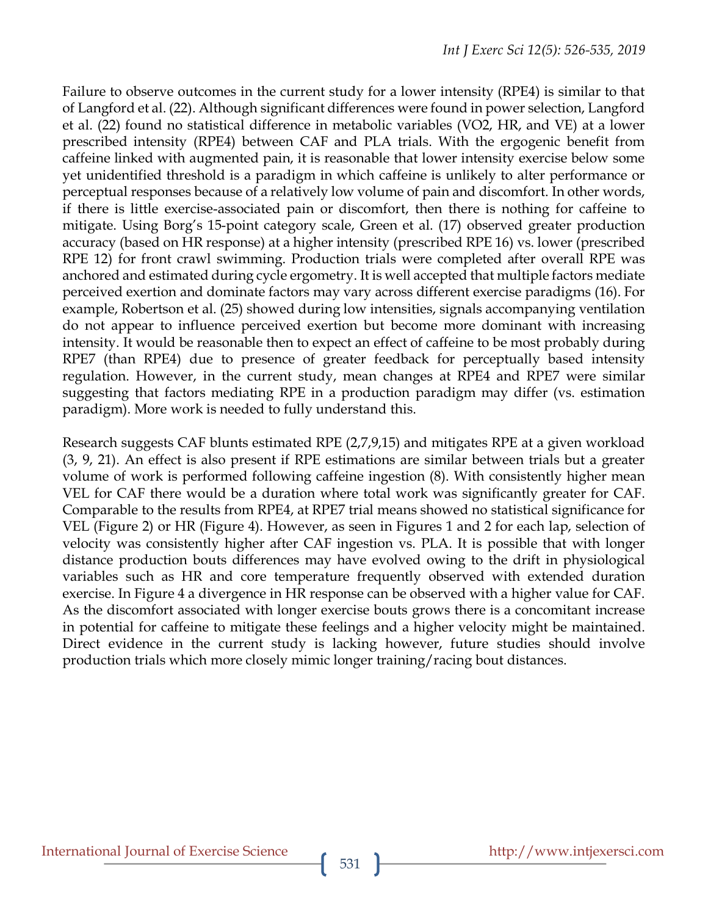Failure to observe outcomes in the current study for a lower intensity (RPE4) is similar to that of Langford et al. (22). Although significant differences were found in power selection, Langford et al. (22) found no statistical difference in metabolic variables ($VO_2$, HR, and VE) at a lower prescribed intensity (RPE4) between CAF and PLA trials. With the ergogenic benefit from caffeine linked with augmented pain, it is reasonable that lower intensity exercise below some yet unidentified threshold is a paradigm in which caffeine is unlikely to alter performance or perceptual responses because of a relatively low volume of pain and discomfort. In other words, if there is little exercise-associated pain or discomfort, then there is nothing for caffeine to mitigate. Using Borg's 15-point category scale, Green et al. (17) observed greater production accuracy (based on HR response) at a higher intensity (prescribed RPE 16) vs. lower (prescribed RPE 12) for front crawl swimming. Production trials were completed after overall RPE was anchored and estimated during cycle ergometry. It is well accepted that multiple factors mediate perceived exertion and dominate factors may vary across different exercise paradigms (16). For example, Robertson et al. (25) showed during low intensities, signals accompanying ventilation do not appear to influence perceived exertion but become more dominant with increasing intensity. It would be reasonable then to expect an effect of caffeine to be most probably during RPE7 (than RPE4) due to presence of greater feedback for perceptually based intensity regulation. However, in the current study, mean changes at RPE4 and RPE7 were similar suggesting that factors mediating RPE in a production paradigm may differ (vs. estimation paradigm). More work is needed to fully understand this.

Research suggests CAF blunts estimated RPE (2,7,9,15) and mitigates RPE at a given workload (3, 9, 21). An effect is also present if RPE estimations are similar between trials but a greater volume of work is performed following caffeine ingestion (8). With consistently higher mean VEL for CAF there would be a duration where total work was significantly greater for CAF. Comparable to the results from RPE4, at RPE7 trial means showed no statistical significance for VEL (Figure 2) or HR (Figure 4). However, as seen in Figures 1 and 2 for each lap, selection of velocity was consistently higher after CAF ingestion vs. PLA. It is possible that with longer distance production bouts differences may have evolved owing to the drift in physiological variables such as HR and core temperature frequently observed with extended duration exercise. In Figure 4 a divergence in HR response can be observed with a higher value for CAF. As the discomfort associated with longer exercise bouts grows there is a concomitant increase in potential for caffeine to mitigate these feelings and a higher velocity might be maintained. Direct evidence in the current study is lacking however, future studies should involve production trials which more closely mimic longer training/racing bout distances.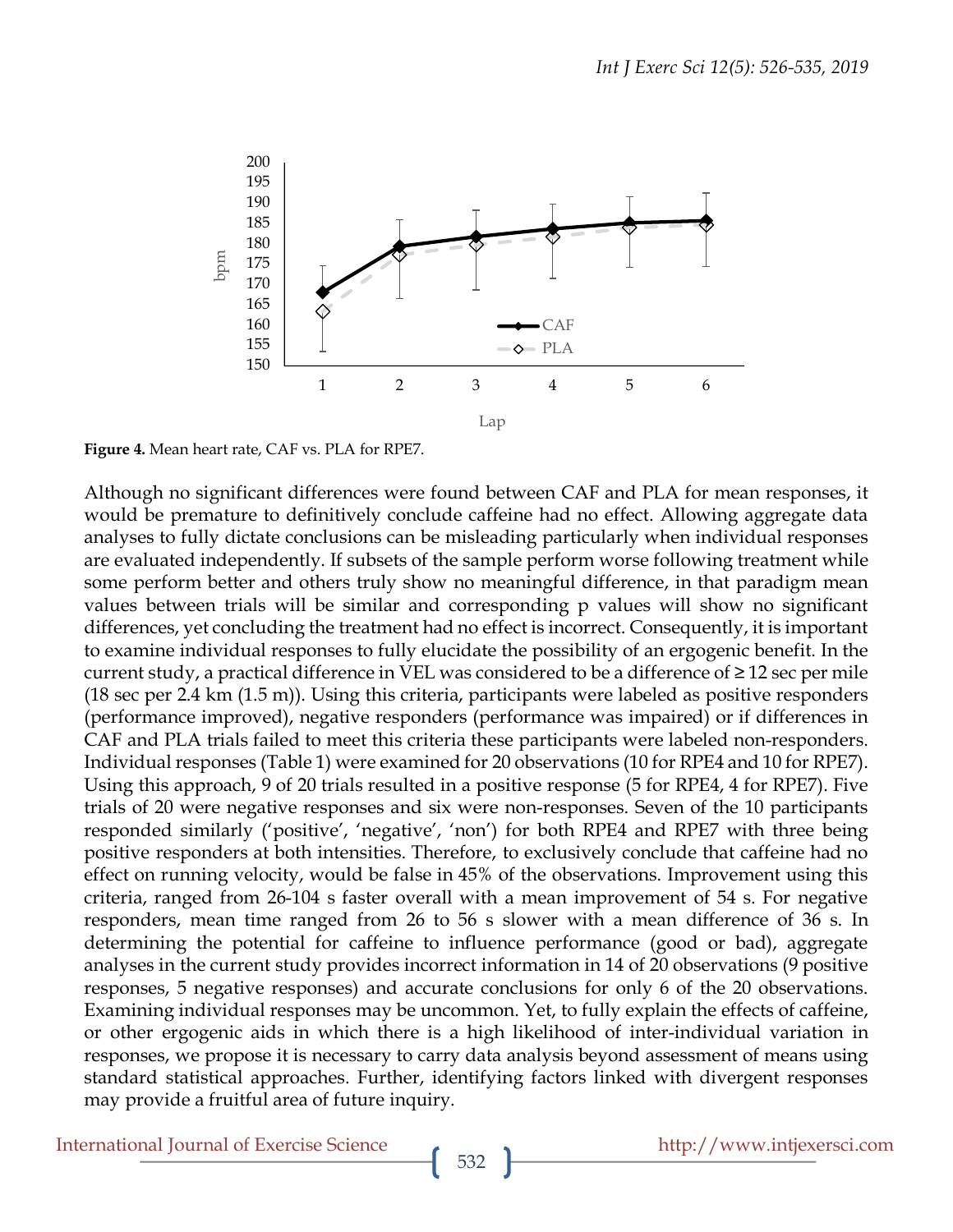**Figure 4.** Mean heart rate, CAF vs. PLA for RPE7.

Although no significant differences were found between CAF and PLA for mean responses, it would be premature to definitively conclude caffeine had no effect. Allowing aggregate data analyses to fully dictate conclusions can be misleading particularly when individual responses are evaluated independently. If subsets of the sample perform worse following treatment while some perform better and others truly show no meaningful difference, in that paradigm mean values between trials will be similar and corresponding p values will show no significant differences, yet concluding the treatment had no effect is incorrect. Consequently, it is important to examine individual responses to fully elucidate the possibility of an ergogenic benefit. In the current study, a practical difference in VEL was considered to be a difference of ≥ 12 sec per mile (18 sec per 2.4 km (1.5 m)). Using this criteria, participants were labeled as positive responders (performance improved), negative responders (performance was impaired) or if differences in CAF and PLA trials failed to meet this criteria these participants were labeled non-responders. Individual responses (Table 1) were examined for 20 observations (10 for RPE4 and 10 for RPE7). Using this approach, 9 of 20 trials resulted in a positive response (5 for RPE4, 4 for RPE7). Five trials of 20 were negative responses and six were non-responses. Seven of the 10 participants responded similarly ('positive', 'negative', 'non') for both RPE4 and RPE7 with three being positive responders at both intensities. Therefore, to exclusively conclude that caffeine had no effect on running velocity, would be false in 45% of the observations. Improvement using this criteria, ranged from 26-104 s faster overall with a mean improvement of 54 s. For negative responders, mean time ranged from 26 to 56 s slower with a mean difference of 36 s. In determining the potential for caffeine to influence performance (good or bad), aggregate analyses in the current study provides incorrect information in 14 of 20 observations (9 positive responses, 5 negative responses) and accurate conclusions for only 6 of the 20 observations. Examining individual responses may be uncommon. Yet, to fully explain the effects of caffeine, or other ergogenic aids in which there is a high likelihood of inter-individual variation in responses, we propose it is necessary to carry data analysis beyond assessment of means using standard statistical approaches. Further, identifying factors linked with divergent responses may provide a fruitful area of future inquiry.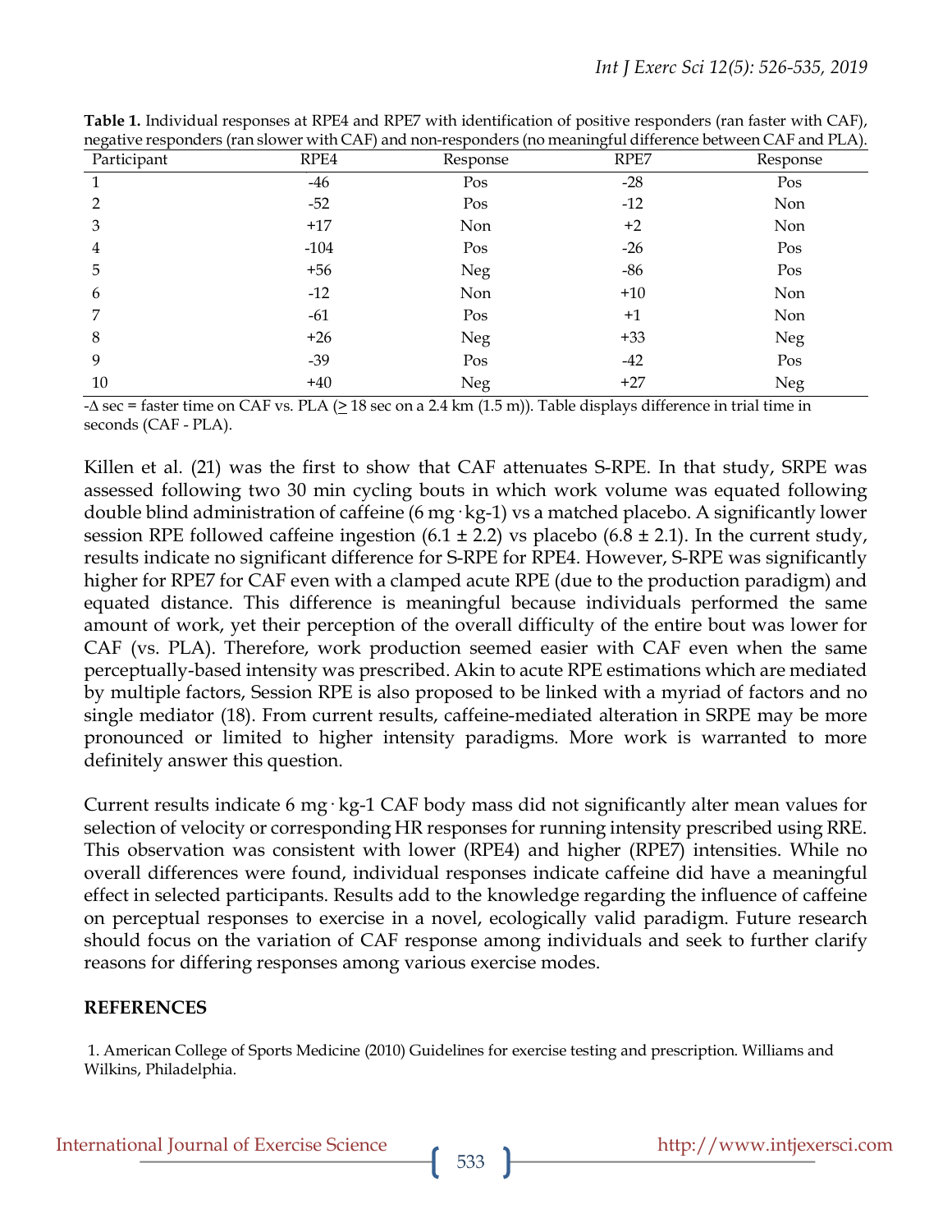**Table 1.** Individual responses at RPE4 and RPE7 with identification of positive responders (ran faster with CAF), negative responders (ran slower with CAF) and non-responders (no meaningful difference between CAF and PLA).

| Participant | RPE4 | Response | RPE7 | Response |
|---|---|---|---|---|
| 1 | -46 | Pos | -28 | Pos |
| 2 | -52 | Pos | -12 | Non |
| 3 | +17 | Non | +2 | Non |
| 4 | -104 | Pos | -26 | Pos |
| 5 | +56 | Neg | -86 | Pos |
| 6 | -12 | Non | +10 | Non |
| 7 | -61 | Pos | +1 | Non |
| 8 | +26 | Neg | +33 | Neg |
| 9 | -39 | Pos | -42 | Pos |
| 10 | +40 | Neg | +27 | Neg |

-Δ sec = faster time on CAF vs. PLA (≥ 18 sec on a 2.4 km (1.5 m)). Table displays difference in trial time in seconds (CAF - PLA).

Killen et al. (21) was the first to show that CAF attenuates S-RPE. In that study, SRPE was assessed following two 30 min cycling bouts in which work volume was equated following double blind administration of caffeine (6 mg · kg-1) vs a matched placebo. A significantly lower session RPE followed caffeine ingestion (6.1 ± 2.2) vs placebo (6.8 ± 2.1). In the current study, results indicate no significant difference for S-RPE for RPE4. However, S-RPE was significantly higher for RPE7 for CAF even with a clamped acute RPE (due to the production paradigm) and equated distance. This difference is meaningful because individuals performed the same amount of work, yet their perception of the overall difficulty of the entire bout was lower for CAF (vs. PLA). Therefore, work production seemed easier with CAF even when the same perceptually-based intensity was prescribed. Akin to acute RPE estimations which are mediated by multiple factors, Session RPE is also proposed to be linked with a myriad of factors and no single mediator (18). From current results, caffeine-mediated alteration in SRPE may be more pronounced or limited to higher intensity paradigms. More work is warranted to more definitely answer this question.

Current results indicate 6 mg · kg-1 CAF body mass did not significantly alter mean values for selection of velocity or corresponding HR responses for running intensity prescribed using RRE. This observation was consistent with lower (RPE4) and higher (RPE7) intensities. While no overall differences were found, individual responses indicate caffeine did have a meaningful effect in selected participants. Results add to the knowledge regarding the influence of caffeine on perceptual responses to exercise in a novel, ecologically valid paradigm. Future research should focus on the variation of CAF response among individuals and seek to further clarify reasons for differing responses among various exercise modes.

## REFERENCES

1. American College of Sports Medicine (2010) Guidelines for exercise testing and prescription. Williams and Wilkins, Philadelphia.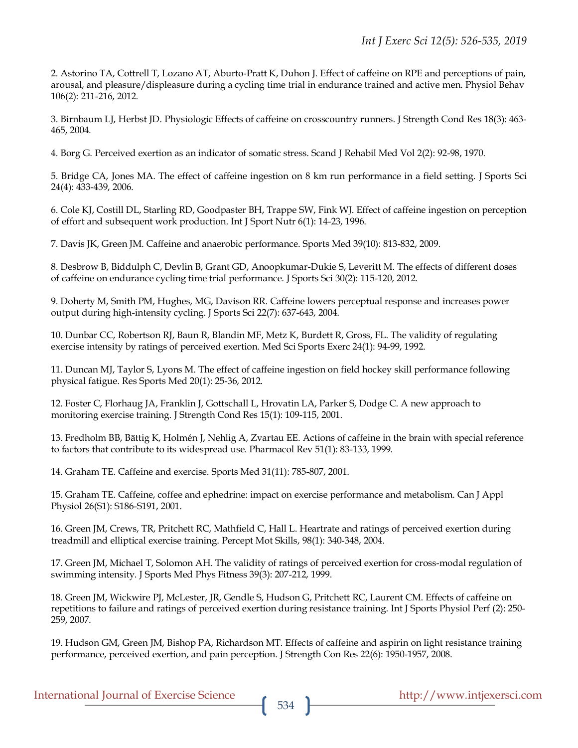2. Astorino TA, Cottrell T, Lozano AT, Aburto-Pratt K, Duhon J. Effect of caffeine on RPE and perceptions of pain, arousal, and pleasure/displeasure during a cycling time trial in endurance trained and active men. Physiol Behav 106(2): 211-216, 2012.

3. Birnbaum LJ, Herbst JD. Physiologic Effects of caffeine on crosscountry runners. J Strength Cond Res 18(3): 463-465, 2004.

4. Borg G. Perceived exertion as an indicator of somatic stress. Scand J Rehabil Med Vol 2(2): 92-98, 1970.

5. Bridge CA, Jones MA. The effect of caffeine ingestion on 8 km run performance in a field setting. J Sports Sci 24(4): 433-439, 2006.

6. Cole KJ, Costill DL, Starling RD, Goodpaster BH, Trappe SW, Fink WJ. Effect of caffeine ingestion on perception of effort and subsequent work production. Int J Sport Nutr 6(1): 14-23, 1996.

7. Davis JK, Green JM. Caffeine and anaerobic performance. Sports Med 39(10): 813-832, 2009.

8. Desbrow B, Biddulph C, Devlin B, Grant GD, Anoopkumar-Dukie S, Leveritt M. The effects of different doses of caffeine on endurance cycling time trial performance. J Sports Sci 30(2): 115-120, 2012.

9. Doherty M, Smith PM, Hughes, MG, Davison RR. Caffeine lowers perceptual response and increases power output during high-intensity cycling. J Sports Sci 22(7): 637-643, 2004.

10. Dunbar CC, Robertson RJ, Baun R, Blandin MF, Metz K, Burdett R, Gross, FL. The validity of regulating exercise intensity by ratings of perceived exertion. Med Sci Sports Exerc 24(1): 94-99, 1992.

11. Duncan MJ, Taylor S, Lyons M. The effect of caffeine ingestion on field hockey skill performance following physical fatigue. Res Sports Med 20(1): 25-36, 2012.

12. Foster C, Florhaug JA, Franklin J, Gottschall L, Hrovatin LA, Parker S, Dodge C. A new approach to monitoring exercise training. J Strength Cond Res 15(1): 109-115, 2001.

13. Fredholm BB, Bättig K, Holmén J, Nehlig A, Zvartau EE. Actions of caffeine in the brain with special reference to factors that contribute to its widespread use. Pharmacol Rev 51(1): 83-133, 1999.

14. Graham TE. Caffeine and exercise. Sports Med 31(11): 785-807, 2001.

15. Graham TE. Caffeine, coffee and ephedrine: impact on exercise performance and metabolism. Can J Appl Physiol 26(S1): S186-S191, 2001.

16. Green JM, Crews, TR, Pritchett RC, Mathfield C, Hall L. Heartrate and ratings of perceived exertion during treadmill and elliptical exercise training. Percept Mot Skills, 98(1): 340-348, 2004.

17. Green JM, Michael T, Solomon AH. The validity of ratings of perceived exertion for cross-modal regulation of swimming intensity. J Sports Med Phys Fitness 39(3): 207-212, 1999.

18. Green JM, Wickwire PJ, McLester, JR, Gendle S, Hudson G, Pritchett RC, Laurent CM. Effects of caffeine on repetitions to failure and ratings of perceived exertion during resistance training. Int J Sports Physiol Perf (2): 250-259, 2007.

19. Hudson GM, Green JM, Bishop PA, Richardson MT. Effects of caffeine and aspirin on light resistance training performance, perceived exertion, and pain perception. J Strength Con Res 22(6): 1950-1957, 2008.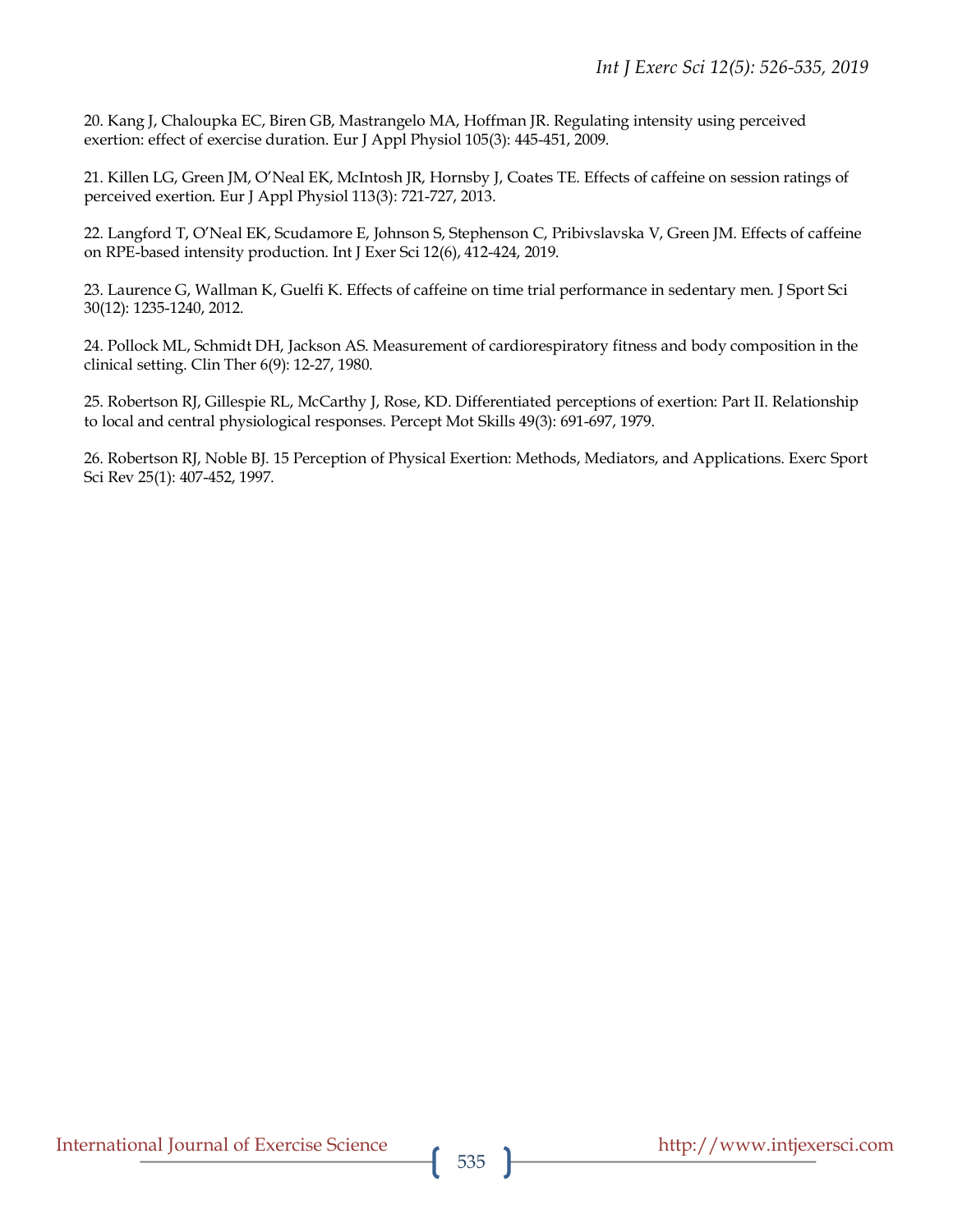20. Kang J, Chaloupka EC, Biren GB, Mastrangelo MA, Hoffman JR. Regulating intensity using perceived exertion: effect of exercise duration. Eur J Appl Physiol 105(3): 445-451, 2009.

21. Killen LG, Green JM, O'Neal EK, McIntosh JR, Hornsby J, Coates TE. Effects of caffeine on session ratings of perceived exertion. Eur J Appl Physiol 113(3): 721-727, 2013.

22. Langford T, O'Neal EK, Scudamore E, Johnson S, Stephenson C, Pribivslavska V, Green JM. Effects of caffeine on RPE-based intensity production. Int J Exer Sci 12(6), 412-424, 2019.

23. Laurence G, Wallman K, Guelfi K. Effects of caffeine on time trial performance in sedentary men. J Sport Sci 30(12): 1235-1240, 2012.

24. Pollock ML, Schmidt DH, Jackson AS. Measurement of cardiorespiratory fitness and body composition in the clinical setting. Clin Ther 6(9): 12-27, 1980.

25. Robertson RJ, Gillespie RL, McCarthy J, Rose, KD. Differentiated perceptions of exertion: Part II. Relationship to local and central physiological responses. Percept Mot Skills 49(3): 691-697, 1979.

26. Robertson RJ, Noble BJ. 15 Perception of Physical Exertion: Methods, Mediators, and Applications. Exerc Sport Sci Rev 25(1): 407-452, 1997.